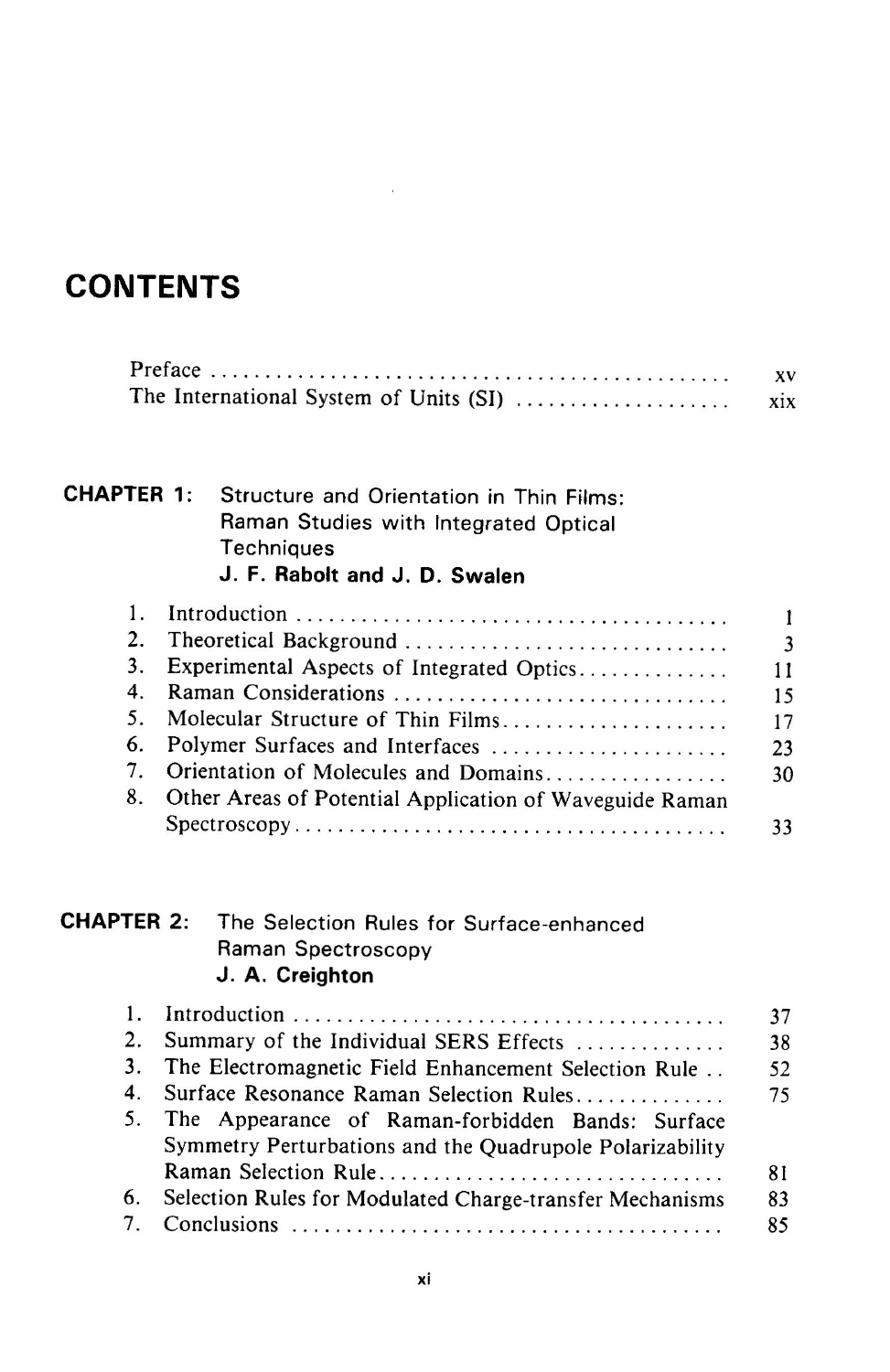# CONTENTS

| | |
|---|---|
| Preface | xv |
| The International System of Units (SI) | xix |

## CHAPTER 1: Structure and Orientation in Thin Films: Raman Studies with Integrated Optical Techniques

**J. F. Rabolt and J. D. Swalen**

| | | |
|---|---|---|
| 1. | Introduction | 1 |
| 2. | Theoretical Background | 3 |
| 3. | Experimental Aspects of Integrated Optics | 11 |
| 4. | Raman Considerations | 15 |
| 5. | Molecular Structure of Thin Films | 17 |
| 6. | Polymer Surfaces and Interfaces | 23 |
| 7. | Orientation of Molecules and Domains | 30 |
| 8. | Other Areas of Potential Application of Waveguide Raman Spectroscopy | 33 |

## CHAPTER 2: The Selection Rules for Surface-enhanced Raman Spectroscopy

**J. A. Creighton**

| | | |
|---|---|---|
| 1. | Introduction | 37 |
| 2. | Summary of the Individual SERS Effects | 38 |
| 3. | The Electromagnetic Field Enhancement Selection Rule | 52 |
| 4. | Surface Resonance Raman Selection Rules | 75 |
| 5. | The Appearance of Raman-forbidden Bands: Surface Symmetry Perturbations and the Quadrupole Polarizability Raman Selection Rule | 81 |
| 6. | Selection Rules for Modulated Charge-transfer Mechanisms | 83 |
| 7. | Conclusions | 85 |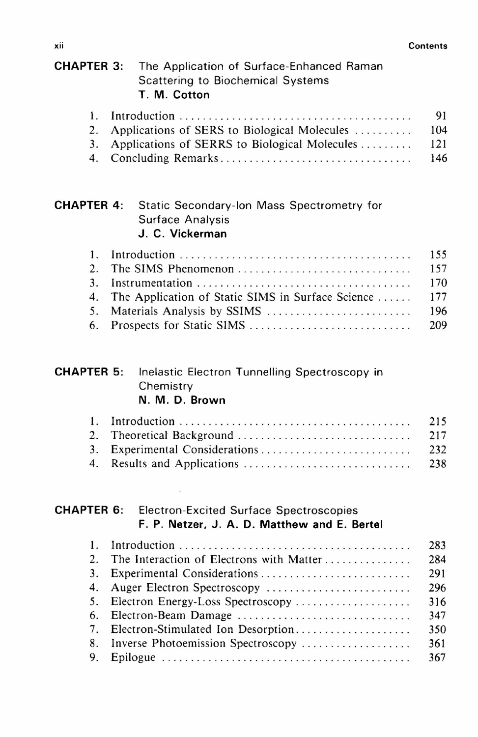**CHAPTER 3:** The Application of Surface-Enhanced Raman Scattering to Biochemical Systems
**T. M. Cotton**

1. Introduction .......................................... 91
2. Applications of SERS to Biological Molecules .......... 104
3. Applications of SERRS to Biological Molecules ......... 121
4. Concluding Remarks .................................... 146

**CHAPTER 4:** Static Secondary-Ion Mass Spectrometry for Surface Analysis
**J. C. Vickerman**

1. Introduction .......................................... 155
2. The SIMS Phenomenon .................................. 157
3. Instrumentation ....................................... 170
4. The Application of Static SIMS in Surface Science ...... 177
5. Materials Analysis by SSIMS ........................... 196
6. Prospects for Static SIMS ............................. 209

**CHAPTER 5:** Inelastic Electron Tunnelling Spectroscopy in Chemistry
**N. M. D. Brown**

1. Introduction .......................................... 215
2. Theoretical Background ................................ 217
3. Experimental Considerations ........................... 232
4. Results and Applications .............................. 238

**CHAPTER 6:** Electron-Excited Surface Spectroscopies
**F. P. Netzer, J. A. D. Matthew and E. Bertel**

1. Introduction .......................................... 283
2. The Interaction of Electrons with Matter .............. 284
3. Experimental Considerations ........................... 291
4. Auger Electron Spectroscopy ........................... 296
5. Electron Energy-Loss Spectroscopy ..................... 316
6. Electron-Beam Damage .................................. 347
7. Electron-Stimulated Ion Desorption .................... 350
8. Inverse Photoemission Spectroscopy .................... 361
9. Epilogue .............................................. 367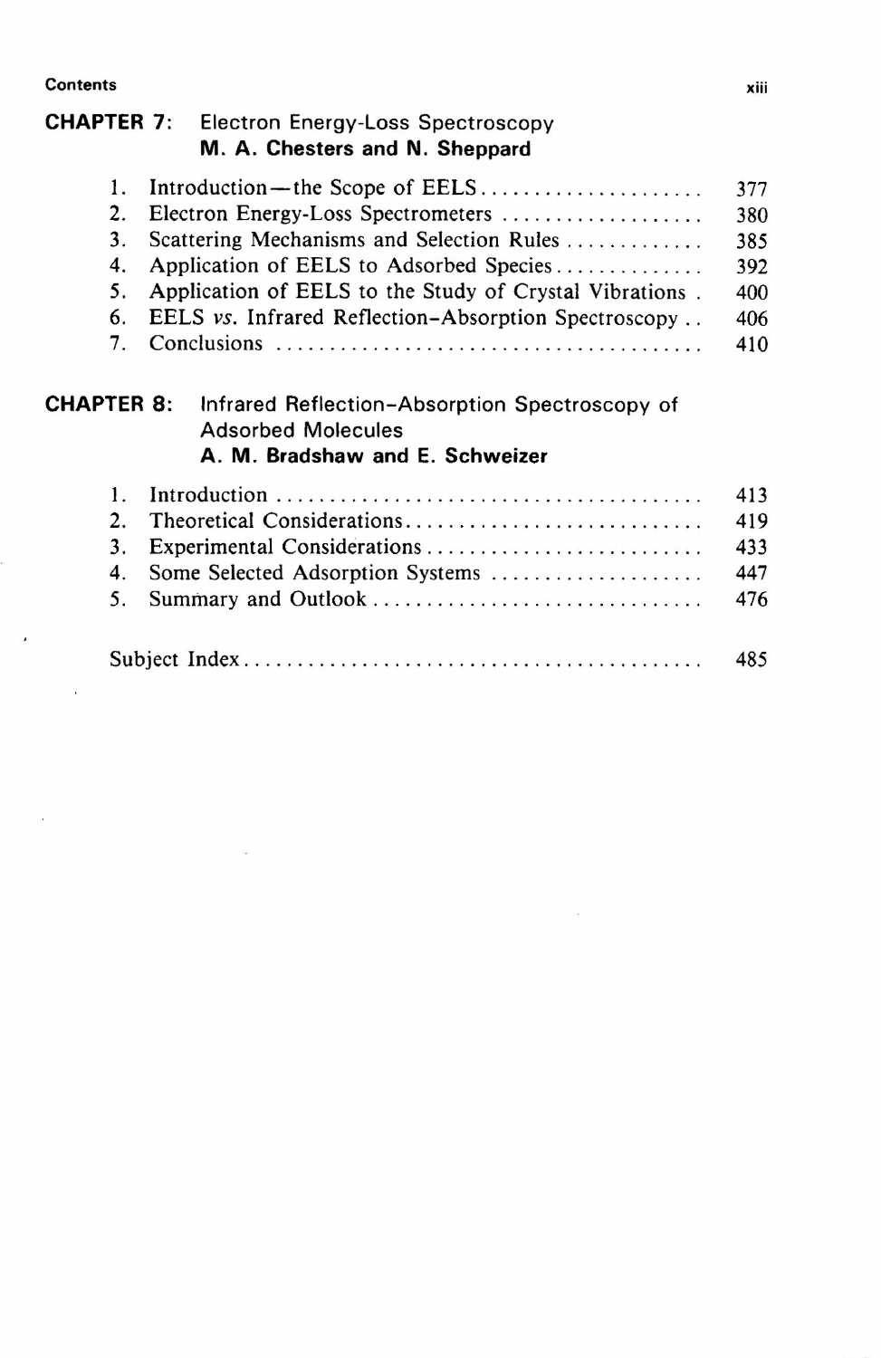## CHAPTER 7: Electron Energy-Loss Spectroscopy
**M. A. Chesters and N. Sheppard**

| | | |
|---|---|---|
| 1. | Introduction—the Scope of EELS | 377 |
| 2. | Electron Energy-Loss Spectrometers | 380 |
| 3. | Scattering Mechanisms and Selection Rules | 385 |
| 4. | Application of EELS to Adsorbed Species | 392 |
| 5. | Application of EELS to the Study of Crystal Vibrations | 400 |
| 6. | EELS *vs.* Infrared Reflection–Absorption Spectroscopy | 406 |
| 7. | Conclusions | 410 |

## CHAPTER 8: Infrared Reflection–Absorption Spectroscopy of Adsorbed Molecules
**A. M. Bradshaw and E. Schweizer**

| | | |
|---|---|---|
| 1. | Introduction | 413 |
| 2. | Theoretical Considerations | 419 |
| 3. | Experimental Considerations | 433 |
| 4. | Some Selected Adsorption Systems | 447 |
| 5. | Summary and Outlook | 476 |

Subject Index ........ 485